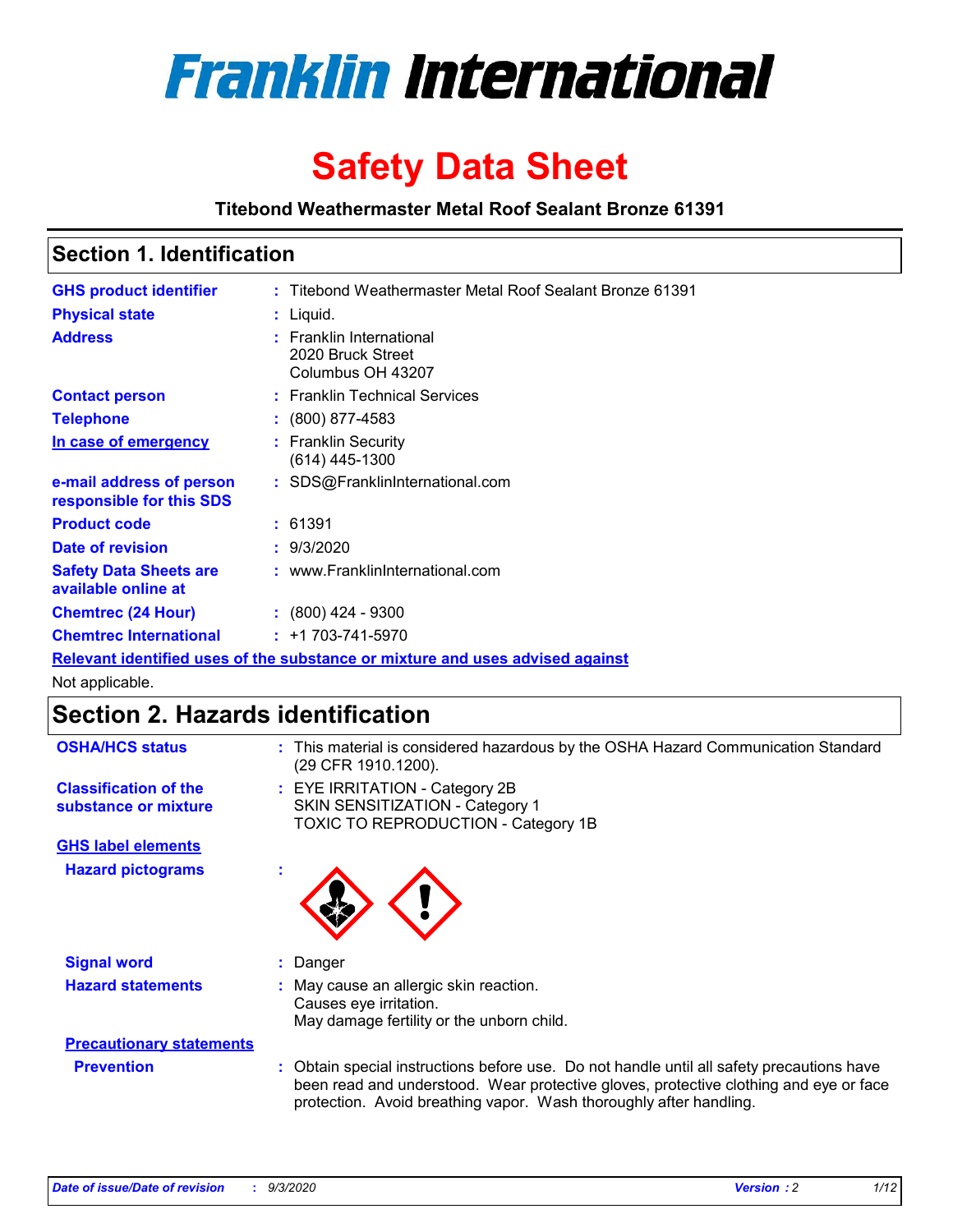# Franklin International

# Safety Data Sheet

**Titebond Weathermaster Metal Roof Sealant Bronze 61391**

## Section 1. Identification

| | | |
|---|---|---|
| **GHS product identifier** | : | Titebond Weathermaster Metal Roof Sealant Bronze 61391 |
| **Physical state** | : | Liquid. |
| **Address** | : | Franklin International<br>2020 Bruck Street<br>Columbus OH 43207 |
| **Contact person** | : | Franklin Technical Services |
| **Telephone** | : | (800) 877-4583 |
| **In case of emergency** | : | Franklin Security<br>(614) 445-1300 |
| **e-mail address of person responsible for this SDS** | : | SDS@FranklinInternational.com |
| **Product code** | : | 61391 |
| **Date of revision** | : | 9/3/2020 |
| **Safety Data Sheets are available online at** | : | www.FranklinInternational.com |
| **Chemtrec (24 Hour)** | : | (800) 424 - 9300 |
| **Chemtrec International** | : | +1 703-741-5970 |

**Relevant identified uses of the substance or mixture and uses advised against**

Not applicable.

## Section 2. Hazards identification

| | | |
|---|---|---|
| **OSHA/HCS status** | : | This material is considered hazardous by the OSHA Hazard Communication Standard (29 CFR 1910.1200). |
| **Classification of the substance or mixture** | : | EYE IRRITATION - Category 2B<br>SKIN SENSITIZATION - Category 1<br>TOXIC TO REPRODUCTION - Category 1B |

**GHS label elements**

**Hazard pictograms** :

| | | |
|---|---|---|
| **Signal word** | : | Danger |
| **Hazard statements** | : | May cause an allergic skin reaction.<br>Causes eye irritation.<br>May damage fertility or the unborn child. |

**Precautionary statements**

| | | |
|---|---|---|
| **Prevention** | : | Obtain special instructions before use. Do not handle until all safety precautions have been read and understood. Wear protective gloves, protective clothing and eye or face protection. Avoid breathing vapor. Wash thoroughly after handling. |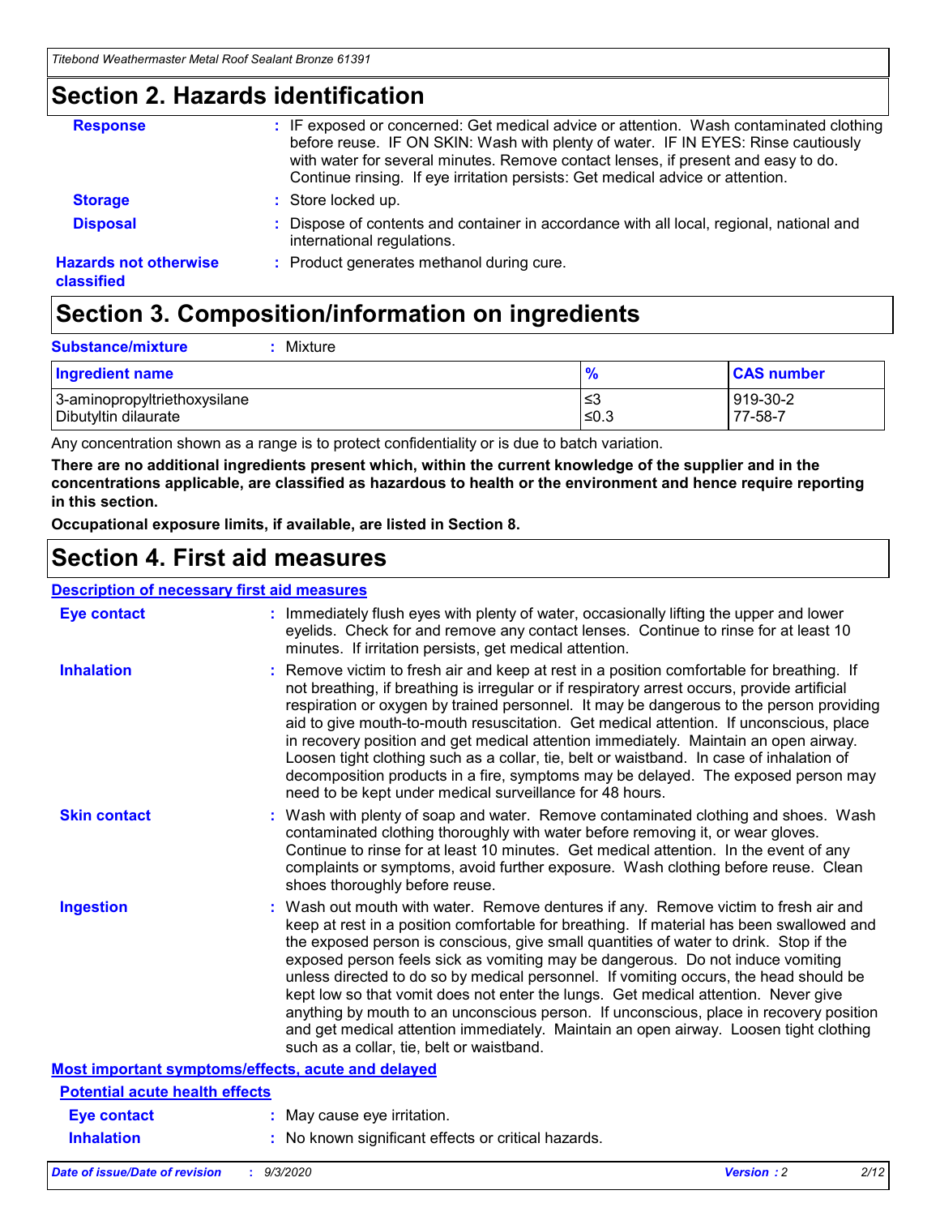## Section 2. Hazards identification

**Response** : IF exposed or concerned: Get medical advice or attention. Wash contaminated clothing before reuse. IF ON SKIN: Wash with plenty of water. IF IN EYES: Rinse cautiously with water for several minutes. Remove contact lenses, if present and easy to do. Continue rinsing. If eye irritation persists: Get medical advice or attention.

**Storage** : Store locked up.

**Disposal** : Dispose of contents and container in accordance with all local, regional, national and international regulations.

**Hazards not otherwise classified** : Product generates methanol during cure.

## Section 3. Composition/information on ingredients

**Substance/mixture** : Mixture

| Ingredient name | % | CAS number |
| --- | --- | --- |
| 3-aminopropyltriethoxysilane | ≤3 | 919-30-2 |
| Dibutyltin dilaurate | ≤0.3 | 77-58-7 |

Any concentration shown as a range is to protect confidentiality or is due to batch variation.

**There are no additional ingredients present which, within the current knowledge of the supplier and in the concentrations applicable, are classified as hazardous to health or the environment and hence require reporting in this section.**

**Occupational exposure limits, if available, are listed in Section 8.**

## Section 4. First aid measures

### Description of necessary first aid measures

**Eye contact** : Immediately flush eyes with plenty of water, occasionally lifting the upper and lower eyelids. Check for and remove any contact lenses. Continue to rinse for at least 10 minutes. If irritation persists, get medical attention.

**Inhalation** : Remove victim to fresh air and keep at rest in a position comfortable for breathing. If not breathing, if breathing is irregular or if respiratory arrest occurs, provide artificial respiration or oxygen by trained personnel. It may be dangerous to the person providing aid to give mouth-to-mouth resuscitation. Get medical attention. If unconscious, place in recovery position and get medical attention immediately. Maintain an open airway. Loosen tight clothing such as a collar, tie, belt or waistband. In case of inhalation of decomposition products in a fire, symptoms may be delayed. The exposed person may need to be kept under medical surveillance for 48 hours.

**Skin contact** : Wash with plenty of soap and water. Remove contaminated clothing and shoes. Wash contaminated clothing thoroughly with water before removing it, or wear gloves. Continue to rinse for at least 10 minutes. Get medical attention. In the event of any complaints or symptoms, avoid further exposure. Wash clothing before reuse. Clean shoes thoroughly before reuse.

**Ingestion** : Wash out mouth with water. Remove dentures if any. Remove victim to fresh air and keep at rest in a position comfortable for breathing. If material has been swallowed and the exposed person is conscious, give small quantities of water to drink. Stop if the exposed person feels sick as vomiting may be dangerous. Do not induce vomiting unless directed to do so by medical personnel. If vomiting occurs, the head should be kept low so that vomit does not enter the lungs. Get medical attention. Never give anything by mouth to an unconscious person. If unconscious, place in recovery position and get medical attention immediately. Maintain an open airway. Loosen tight clothing such as a collar, tie, belt or waistband.

### Most important symptoms/effects, acute and delayed

#### Potential acute health effects

**Eye contact** : May cause eye irritation.

**Inhalation** : No known significant effects or critical hazards.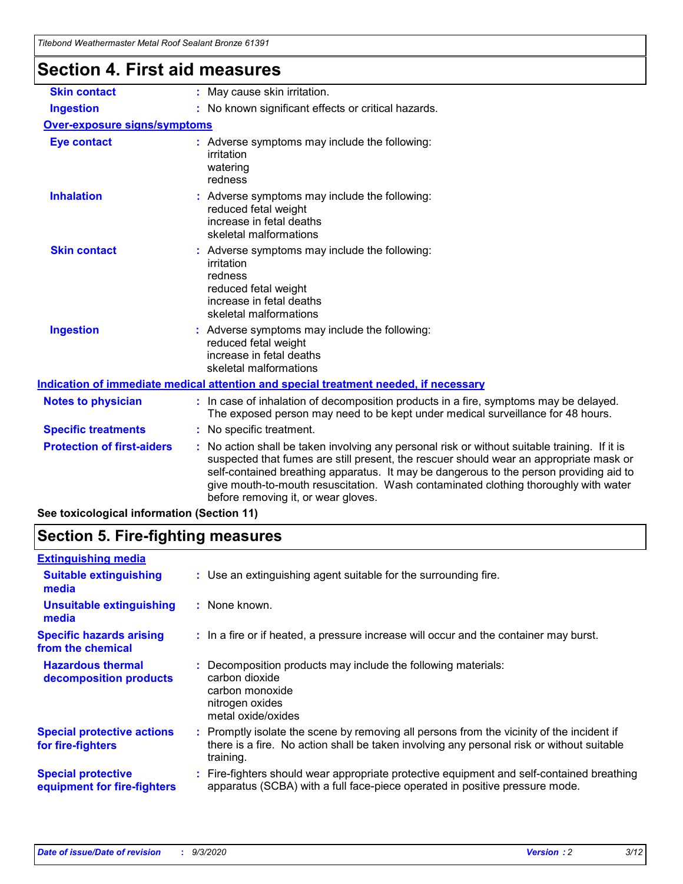# Section 4. First aid measures

| | |
|---|---|
| **Skin contact** | : May cause skin irritation. |
| **Ingestion** | : No known significant effects or critical hazards. |

**Over-exposure signs/symptoms**

| | |
|---|---|
| **Eye contact** | : Adverse symptoms may include the following:<br>irritation<br>watering<br>redness |
| **Inhalation** | : Adverse symptoms may include the following:<br>reduced fetal weight<br>increase in fetal deaths<br>skeletal malformations |
| **Skin contact** | : Adverse symptoms may include the following:<br>irritation<br>redness<br>reduced fetal weight<br>increase in fetal deaths<br>skeletal malformations |
| **Ingestion** | : Adverse symptoms may include the following:<br>reduced fetal weight<br>increase in fetal deaths<br>skeletal malformations |

**Indication of immediate medical attention and special treatment needed, if necessary**

| | |
|---|---|
| **Notes to physician** | : In case of inhalation of decomposition products in a fire, symptoms may be delayed. The exposed person may need to be kept under medical surveillance for 48 hours. |
| **Specific treatments** | : No specific treatment. |
| **Protection of first-aiders** | : No action shall be taken involving any personal risk or without suitable training. If it is suspected that fumes are still present, the rescuer should wear an appropriate mask or self-contained breathing apparatus. It may be dangerous to the person providing aid to give mouth-to-mouth resuscitation. Wash contaminated clothing thoroughly with water before removing it, or wear gloves. |

**See toxicological information (Section 11)**

# Section 5. Fire-fighting measures

**Extinguishing media**

| | |
|---|---|
| **Suitable extinguishing media** | : Use an extinguishing agent suitable for the surrounding fire. |
| **Unsuitable extinguishing media** | : None known. |
| **Specific hazards arising from the chemical** | : In a fire or if heated, a pressure increase will occur and the container may burst. |
| **Hazardous thermal decomposition products** | : Decomposition products may include the following materials:<br>carbon dioxide<br>carbon monoxide<br>nitrogen oxides<br>metal oxide/oxides |
| **Special protective actions for fire-fighters** | : Promptly isolate the scene by removing all persons from the vicinity of the incident if there is a fire. No action shall be taken involving any personal risk or without suitable training. |
| **Special protective equipment for fire-fighters** | : Fire-fighters should wear appropriate protective equipment and self-contained breathing apparatus (SCBA) with a full face-piece operated in positive pressure mode. |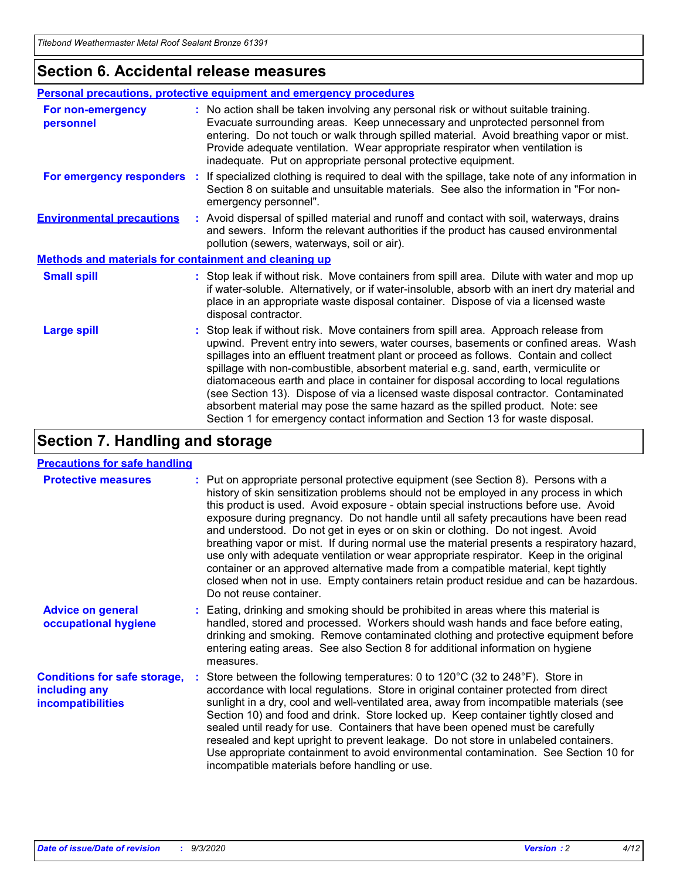## Section 6. Accidental release measures

**Personal precautions, protective equipment and emergency procedures**

**For non-emergency personnel** : No action shall be taken involving any personal risk or without suitable training. Evacuate surrounding areas. Keep unnecessary and unprotected personnel from entering. Do not touch or walk through spilled material. Avoid breathing vapor or mist. Provide adequate ventilation. Wear appropriate respirator when ventilation is inadequate. Put on appropriate personal protective equipment.

**For emergency responders** : If specialized clothing is required to deal with the spillage, take note of any information in Section 8 on suitable and unsuitable materials. See also the information in "For non-emergency personnel".

**Environmental precautions** : Avoid dispersal of spilled material and runoff and contact with soil, waterways, drains and sewers. Inform the relevant authorities if the product has caused environmental pollution (sewers, waterways, soil or air).

**Methods and materials for containment and cleaning up**

**Small spill** : Stop leak if without risk. Move containers from spill area. Dilute with water and mop up if water-soluble. Alternatively, or if water-insoluble, absorb with an inert dry material and place in an appropriate waste disposal container. Dispose of via a licensed waste disposal contractor.

**Large spill** : Stop leak if without risk. Move containers from spill area. Approach release from upwind. Prevent entry into sewers, water courses, basements or confined areas. Wash spillages into an effluent treatment plant or proceed as follows. Contain and collect spillage with non-combustible, absorbent material e.g. sand, earth, vermiculite or diatomaceous earth and place in container for disposal according to local regulations (see Section 13). Dispose of via a licensed waste disposal contractor. Contaminated absorbent material may pose the same hazard as the spilled product. Note: see Section 1 for emergency contact information and Section 13 for waste disposal.

## Section 7. Handling and storage

**Precautions for safe handling**

**Protective measures** : Put on appropriate personal protective equipment (see Section 8). Persons with a history of skin sensitization problems should not be employed in any process in which this product is used. Avoid exposure - obtain special instructions before use. Avoid exposure during pregnancy. Do not handle until all safety precautions have been read and understood. Do not get in eyes or on skin or clothing. Do not ingest. Avoid breathing vapor or mist. If during normal use the material presents a respiratory hazard, use only with adequate ventilation or wear appropriate respirator. Keep in the original container or an approved alternative made from a compatible material, kept tightly closed when not in use. Empty containers retain product residue and can be hazardous. Do not reuse container.

**Advice on general occupational hygiene** : Eating, drinking and smoking should be prohibited in areas where this material is handled, stored and processed. Workers should wash hands and face before eating, drinking and smoking. Remove contaminated clothing and protective equipment before entering eating areas. See also Section 8 for additional information on hygiene measures.

**Conditions for safe storage, including any incompatibilities** : Store between the following temperatures: 0 to 120°C (32 to 248°F). Store in accordance with local regulations. Store in original container protected from direct sunlight in a dry, cool and well-ventilated area, away from incompatible materials (see Section 10) and food and drink. Store locked up. Keep container tightly closed and sealed until ready for use. Containers that have been opened must be carefully resealed and kept upright to prevent leakage. Do not store in unlabeled containers. Use appropriate containment to avoid environmental contamination. See Section 10 for incompatible materials before handling or use.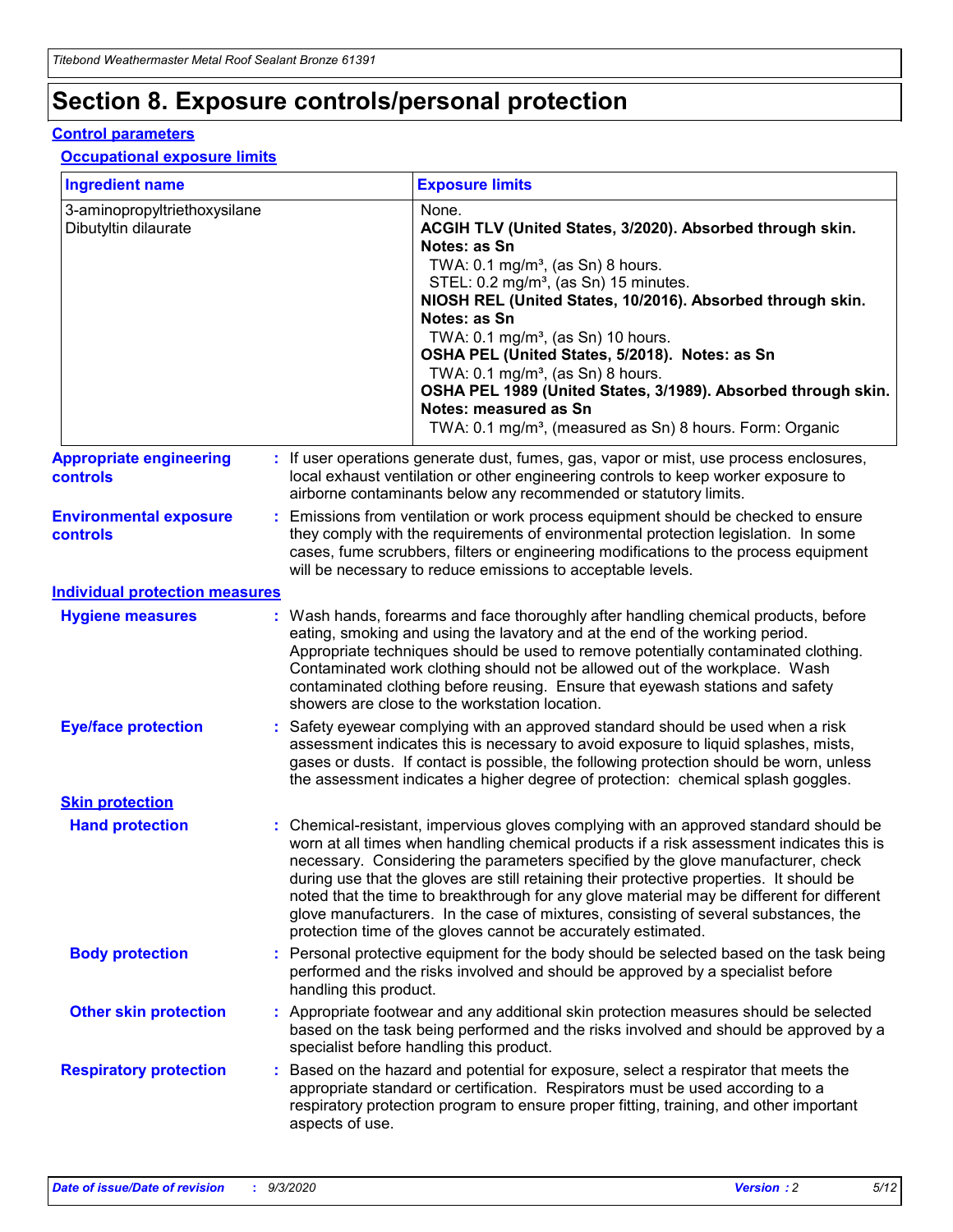# Section 8. Exposure controls/personal protection

## Control parameters

### Occupational exposure limits

| Ingredient name | Exposure limits |
|---|---|
| 3-aminopropyltriethoxysilane | None. |
| Dibutyltin dilaurate | **ACGIH TLV (United States, 3/2020). Absorbed through skin. Notes: as Sn**<br>TWA: 0.1 mg/m³, (as Sn) 8 hours.<br>STEL: 0.2 mg/m³, (as Sn) 15 minutes.<br>**NIOSH REL (United States, 10/2016). Absorbed through skin. Notes: as Sn**<br>TWA: 0.1 mg/m³, (as Sn) 10 hours.<br>**OSHA PEL (United States, 5/2018). Notes: as Sn**<br>TWA: 0.1 mg/m³, (as Sn) 8 hours.<br>**OSHA PEL 1989 (United States, 3/1989). Absorbed through skin. Notes: measured as Sn**<br>TWA: 0.1 mg/m³, (measured as Sn) 8 hours. Form: Organic |

**Appropriate engineering controls** : If user operations generate dust, fumes, gas, vapor or mist, use process enclosures, local exhaust ventilation or other engineering controls to keep worker exposure to airborne contaminants below any recommended or statutory limits.

**Environmental exposure controls** : Emissions from ventilation or work process equipment should be checked to ensure they comply with the requirements of environmental protection legislation. In some cases, fume scrubbers, filters or engineering modifications to the process equipment will be necessary to reduce emissions to acceptable levels.

## Individual protection measures

**Hygiene measures** : Wash hands, forearms and face thoroughly after handling chemical products, before eating, smoking and using the lavatory and at the end of the working period. Appropriate techniques should be used to remove potentially contaminated clothing. Contaminated work clothing should not be allowed out of the workplace. Wash contaminated clothing before reusing. Ensure that eyewash stations and safety showers are close to the workstation location.

**Eye/face protection** : Safety eyewear complying with an approved standard should be used when a risk assessment indicates this is necessary to avoid exposure to liquid splashes, mists, gases or dusts. If contact is possible, the following protection should be worn, unless the assessment indicates a higher degree of protection: chemical splash goggles.

### Skin protection

**Hand protection** : Chemical-resistant, impervious gloves complying with an approved standard should be worn at all times when handling chemical products if a risk assessment indicates this is necessary. Considering the parameters specified by the glove manufacturer, check during use that the gloves are still retaining their protective properties. It should be noted that the time to breakthrough for any glove material may be different for different glove manufacturers. In the case of mixtures, consisting of several substances, the protection time of the gloves cannot be accurately estimated.

**Body protection** : Personal protective equipment for the body should be selected based on the task being performed and the risks involved and should be approved by a specialist before handling this product.

**Other skin protection** : Appropriate footwear and any additional skin protection measures should be selected based on the task being performed and the risks involved and should be approved by a specialist before handling this product.

**Respiratory protection** : Based on the hazard and potential for exposure, select a respirator that meets the appropriate standard or certification. Respirators must be used according to a respiratory protection program to ensure proper fitting, training, and other important aspects of use.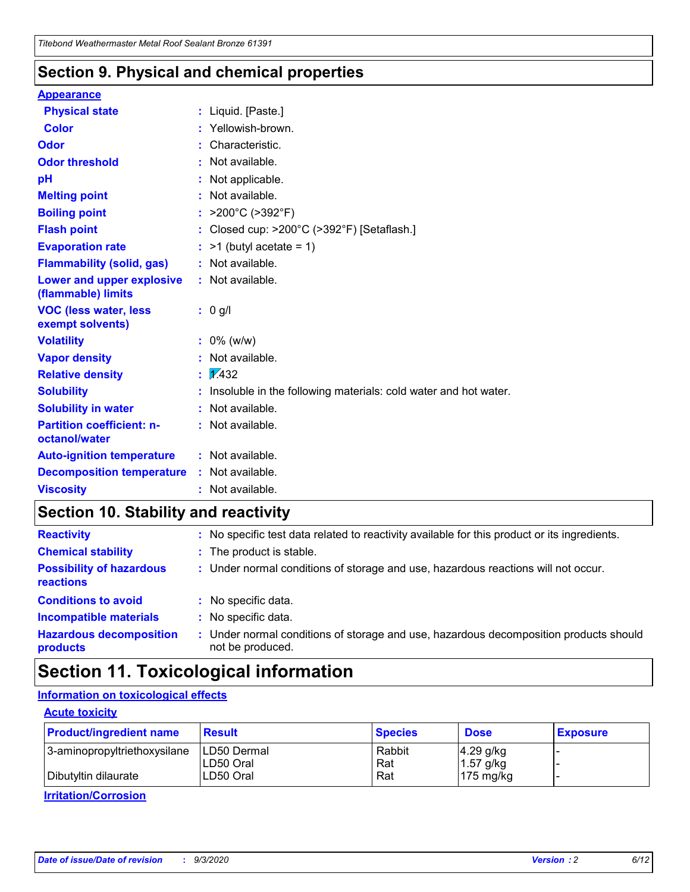## Section 9. Physical and chemical properties

**Appearance**

| | |
|---|---|
| **Physical state** | : Liquid. [Paste.] |
| **Color** | : Yellowish-brown. |
| **Odor** | : Characteristic. |
| **Odor threshold** | : Not available. |
| **pH** | : Not applicable. |
| **Melting point** | : Not available. |
| **Boiling point** | : >200°C (>392°F) |
| **Flash point** | : Closed cup: >200°C (>392°F) [Setaflash.] |
| **Evaporation rate** | : >1 (butyl acetate = 1) |
| **Flammability (solid, gas)** | : Not available. |
| **Lower and upper explosive (flammable) limits** | : Not available. |
| **VOC (less water, less exempt solvents)** | : 0 g/l |
| **Volatility** | : 0% (w/w) |
| **Vapor density** | : Not available. |
| **Relative density** | : 1.432 |
| **Solubility** | : Insoluble in the following materials: cold water and hot water. |
| **Solubility in water** | : Not available. |
| **Partition coefficient: n-octanol/water** | : Not available. |
| **Auto-ignition temperature** | : Not available. |
| **Decomposition temperature** | : Not available. |
| **Viscosity** | : Not available. |

## Section 10. Stability and reactivity

| | |
|---|---|
| **Reactivity** | : No specific test data related to reactivity available for this product or its ingredients. |
| **Chemical stability** | : The product is stable. |
| **Possibility of hazardous reactions** | : Under normal conditions of storage and use, hazardous reactions will not occur. |
| **Conditions to avoid** | : No specific data. |
| **Incompatible materials** | : No specific data. |
| **Hazardous decomposition products** | : Under normal conditions of storage and use, hazardous decomposition products should not be produced. |

## Section 11. Toxicological information

**Information on toxicological effects**

**Acute toxicity**

| Product/ingredient name | Result | Species | Dose | Exposure |
|---|---|---|---|---|
| 3-aminopropyltriethoxysilane | LD50 Dermal | Rabbit | 4.29 g/kg | - |
| | LD50 Oral | Rat | 1.57 g/kg | - |
| Dibutyltin dilaurate | LD50 Oral | Rat | 175 mg/kg | - |

**Irritation/Corrosion**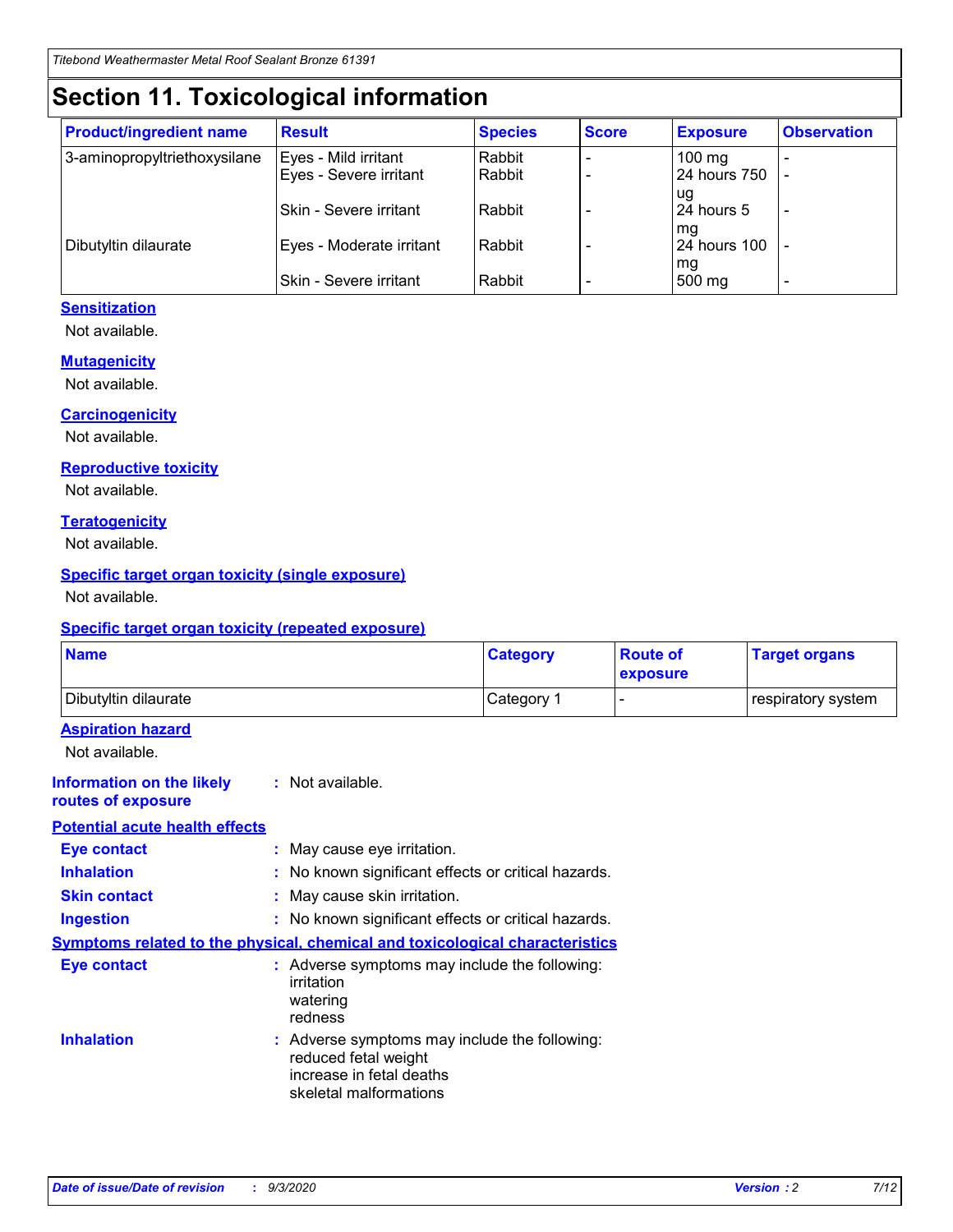# Section 11. Toxicological information

| Product/ingredient name | Result | Species | Score | Exposure | Observation |
|---|---|---|---|---|---|
| 3-aminopropyltriethoxysilane | Eyes - Mild irritant | Rabbit | - | 100 mg | - |
| | Eyes - Severe irritant | Rabbit | - | 24 hours 750 ug | - |
| | Skin - Severe irritant | Rabbit | - | 24 hours 5 mg | - |
| Dibutyltin dilaurate | Eyes - Moderate irritant | Rabbit | - | 24 hours 100 mg | - |
| | Skin - Severe irritant | Rabbit | - | 500 mg | - |

### Sensitization

Not available.

### Mutagenicity

Not available.

### Carcinogenicity

Not available.

### Reproductive toxicity

Not available.

### Teratogenicity

Not available.

### Specific target organ toxicity (single exposure)

Not available.

### Specific target organ toxicity (repeated exposure)

| Name | Category | Route of exposure | Target organs |
|---|---|---|---|
| Dibutyltin dilaurate | Category 1 | - | respiratory system |

### Aspiration hazard

Not available.

**Information on the likely routes of exposure** : Not available.

### Potential acute health effects

**Eye contact** : May cause eye irritation.

**Inhalation** : No known significant effects or critical hazards.

**Skin contact** : May cause skin irritation.

**Ingestion** : No known significant effects or critical hazards.

### Symptoms related to the physical, chemical and toxicological characteristics

**Eye contact** : Adverse symptoms may include the following:
irritation
watering
redness

**Inhalation** : Adverse symptoms may include the following:
reduced fetal weight
increase in fetal deaths
skeletal malformations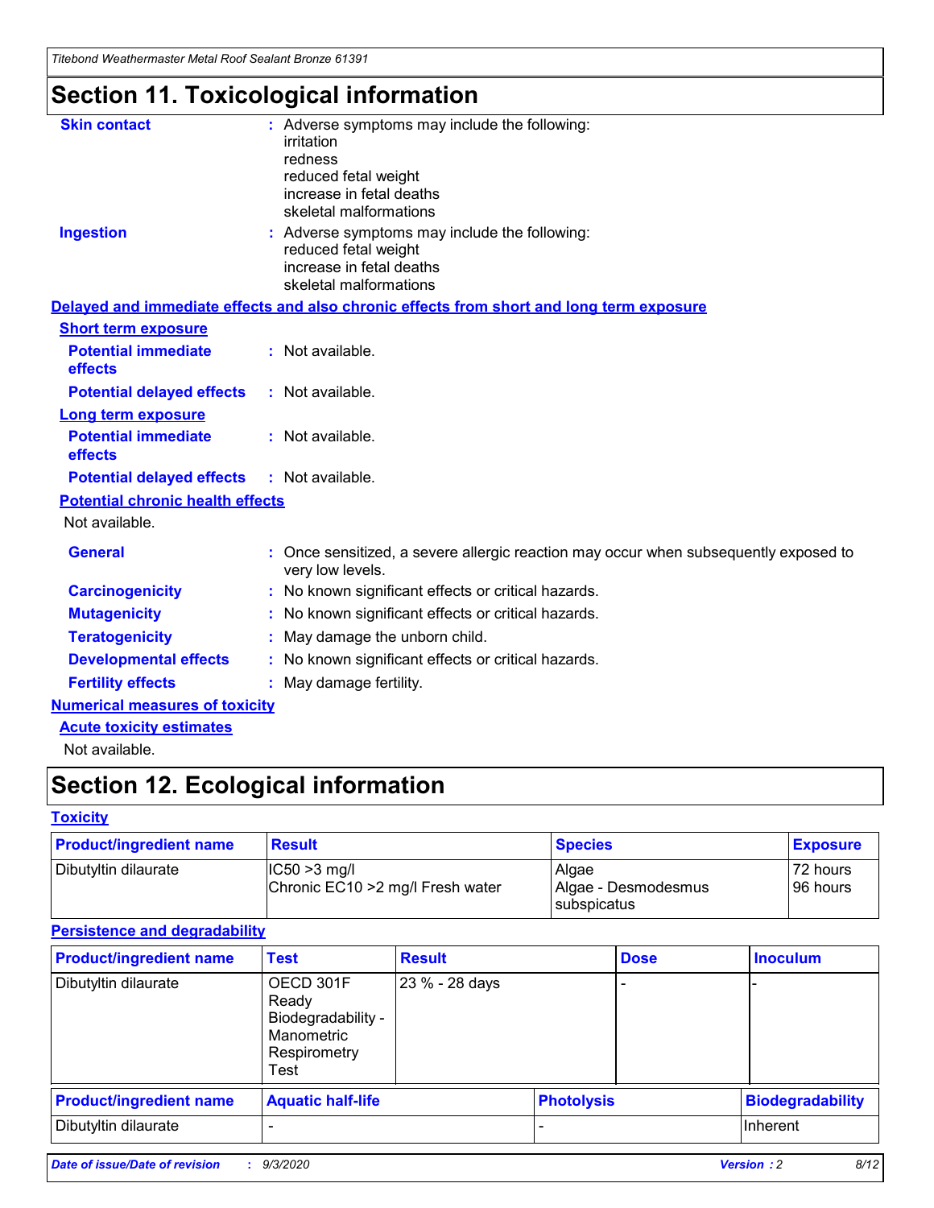# Section 11. Toxicological information

**Skin contact** : Adverse symptoms may include the following:
irritation
redness
reduced fetal weight
increase in fetal deaths
skeletal malformations

**Ingestion** : Adverse symptoms may include the following:
reduced fetal weight
increase in fetal deaths
skeletal malformations

**Delayed and immediate effects and also chronic effects from short and long term exposure**

**Short term exposure**

**Potential immediate effects** : Not available.

**Potential delayed effects** : Not available.

**Long term exposure**

**Potential immediate effects** : Not available.

**Potential delayed effects** : Not available.

**Potential chronic health effects**

Not available.

**General** : Once sensitized, a severe allergic reaction may occur when subsequently exposed to very low levels.

**Carcinogenicity** : No known significant effects or critical hazards.

**Mutagenicity** : No known significant effects or critical hazards.

**Teratogenicity** : May damage the unborn child.

**Developmental effects** : No known significant effects or critical hazards.

**Fertility effects** : May damage fertility.

**Numerical measures of toxicity**

**Acute toxicity estimates**

Not available.

# Section 12. Ecological information

**Toxicity**

| Product/ingredient name | Result | Species | Exposure |
|---|---|---|---|
| Dibutyltin dilaurate | IC50 >3 mg/l<br>Chronic EC10 >2 mg/l Fresh water | Algae<br>Algae - Desmodesmus subspicatus | 72 hours<br>96 hours |

**Persistence and degradability**

| Product/ingredient name | Test | Result | Dose | Inoculum |
|---|---|---|---|---|
| Dibutyltin dilaurate | OECD 301F Ready Biodegradability - Manometric Respirometry Test | 23 % - 28 days | - | - |

| Product/ingredient name | Aquatic half-life | Photolysis | Biodegradability |
|---|---|---|---|
| Dibutyltin dilaurate | - | - | Inherent |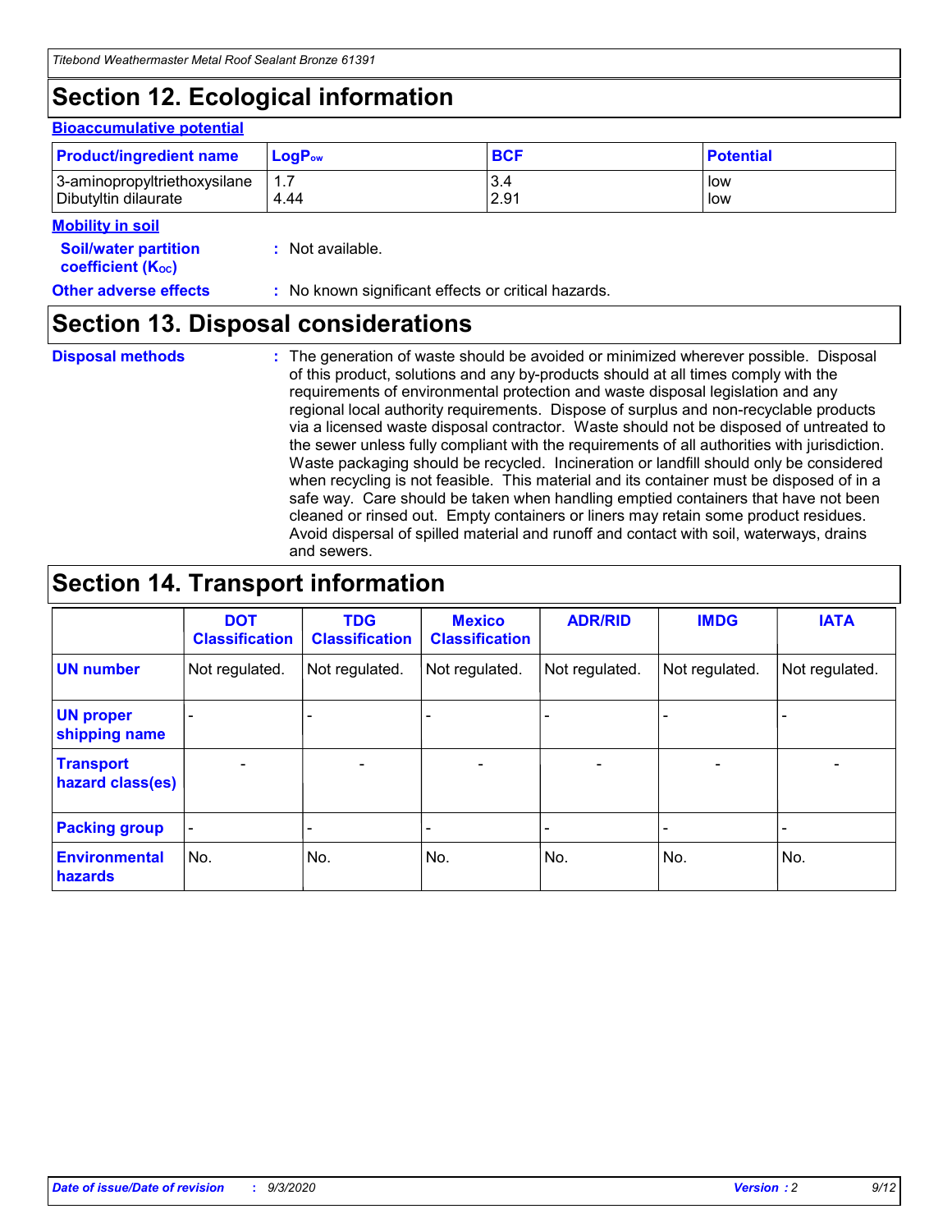## Section 12. Ecological information

### Bioaccumulative potential

| Product/ingredient name | $LogP_{ow}$ | BCF | Potential |
|---|---|---|---|
| 3-aminopropyltriethoxysilane<br>Dibutyltin dilaurate | 1.7<br>4.44 | 3.4<br>2.91 | low<br>low |

### Mobility in soil

**Soil/water partition coefficient ($K_{OC}$)** : Not available.

**Other adverse effects** : No known significant effects or critical hazards.

## Section 13. Disposal considerations

**Disposal methods** : The generation of waste should be avoided or minimized wherever possible. Disposal of this product, solutions and any by-products should at all times comply with the requirements of environmental protection and waste disposal legislation and any regional local authority requirements. Dispose of surplus and non-recyclable products via a licensed waste disposal contractor. Waste should not be disposed of untreated to the sewer unless fully compliant with the requirements of all authorities with jurisdiction. Waste packaging should be recycled. Incineration or landfill should only be considered when recycling is not feasible. This material and its container must be disposed of in a safe way. Care should be taken when handling emptied containers that have not been cleaned or rinsed out. Empty containers or liners may retain some product residues. Avoid dispersal of spilled material and runoff and contact with soil, waterways, drains and sewers.

## Section 14. Transport information

| | DOT Classification | TDG Classification | Mexico Classification | ADR/RID | IMDG | IATA |
|---|---|---|---|---|---|---|
| UN number | Not regulated. | Not regulated. | Not regulated. | Not regulated. | Not regulated. | Not regulated. |
| UN proper shipping name | - | - | - | - | - | - |
| Transport hazard class(es) | - | - | - | - | - | - |
| Packing group | - | - | - | - | - | - |
| Environmental hazards | No. | No. | No. | No. | No. | No. |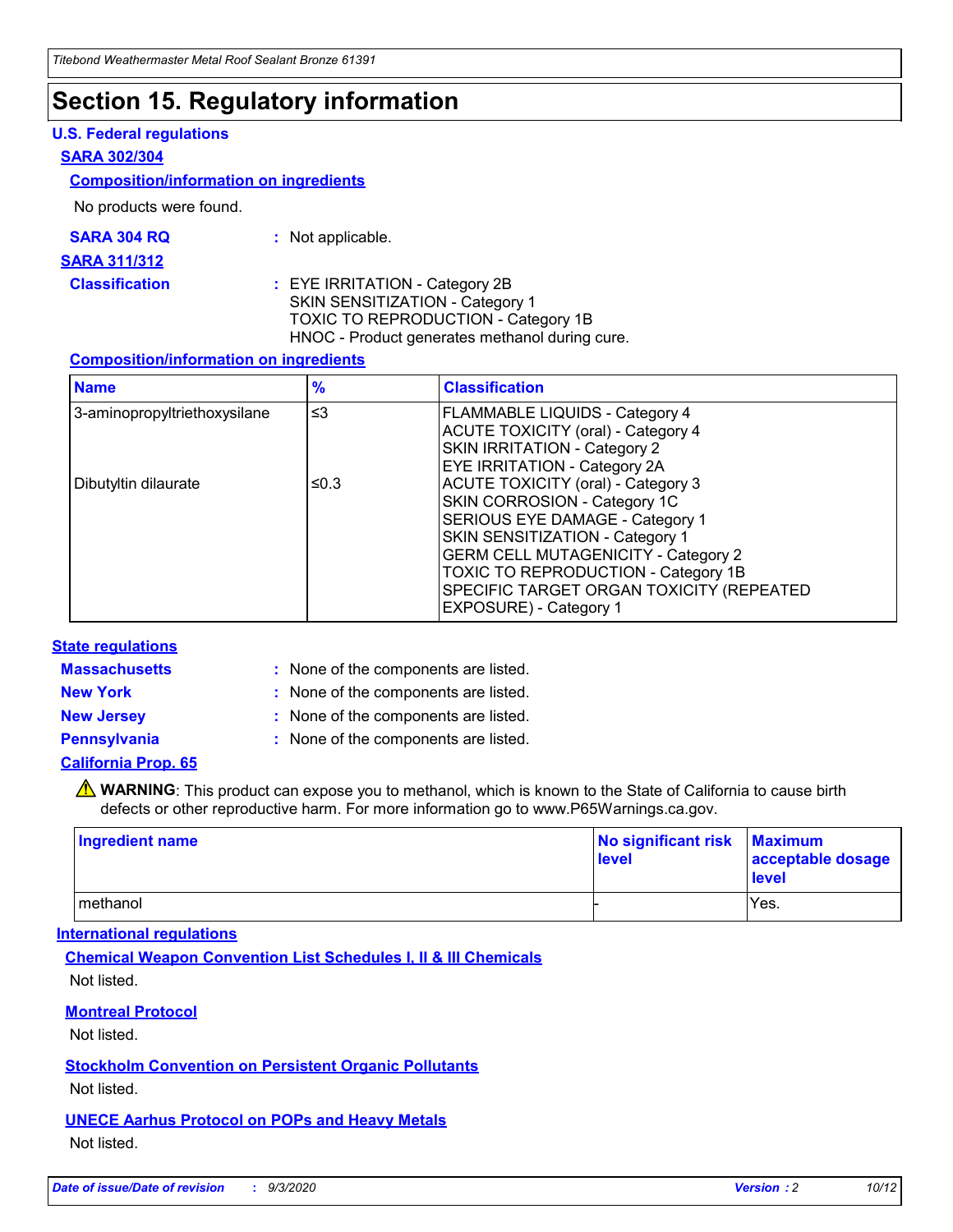# Section 15. Regulatory information

## U.S. Federal regulations

### SARA 302/304

#### Composition/information on ingredients

No products were found.

**SARA 304 RQ** : Not applicable.

### SARA 311/312

**Classification** : EYE IRRITATION - Category 2B
SKIN SENSITIZATION - Category 1
TOXIC TO REPRODUCTION - Category 1B
HNOC - Product generates methanol during cure.

#### Composition/information on ingredients

| Name | % | Classification |
|---|---|---|
| 3-aminopropyltriethoxysilane | ≤3 | FLAMMABLE LIQUIDS - Category 4<br>ACUTE TOXICITY (oral) - Category 4<br>SKIN IRRITATION - Category 2<br>EYE IRRITATION - Category 2A |
| Dibutyltin dilaurate | ≤0.3 | ACUTE TOXICITY (oral) - Category 3<br>SKIN CORROSION - Category 1C<br>SERIOUS EYE DAMAGE - Category 1<br>SKIN SENSITIZATION - Category 1<br>GERM CELL MUTAGENICITY - Category 2<br>TOXIC TO REPRODUCTION - Category 1B<br>SPECIFIC TARGET ORGAN TOXICITY (REPEATED EXPOSURE) - Category 1 |

## State regulations

**Massachusetts** : None of the components are listed.

**New York** : None of the components are listed.

**New Jersey** : None of the components are listed.

**Pennsylvania** : None of the components are listed.

### California Prop. 65

⚠ **WARNING**: This product can expose you to methanol, which is known to the State of California to cause birth defects or other reproductive harm. For more information go to www.P65Warnings.ca.gov.

| Ingredient name | No significant risk level | Maximum acceptable dosage level |
|---|---|---|
| methanol | - | Yes. |

## International regulations

### Chemical Weapon Convention List Schedules I, II & III Chemicals

Not listed.

### Montreal Protocol

Not listed.

### Stockholm Convention on Persistent Organic Pollutants

Not listed.

### UNECE Aarhus Protocol on POPs and Heavy Metals

Not listed.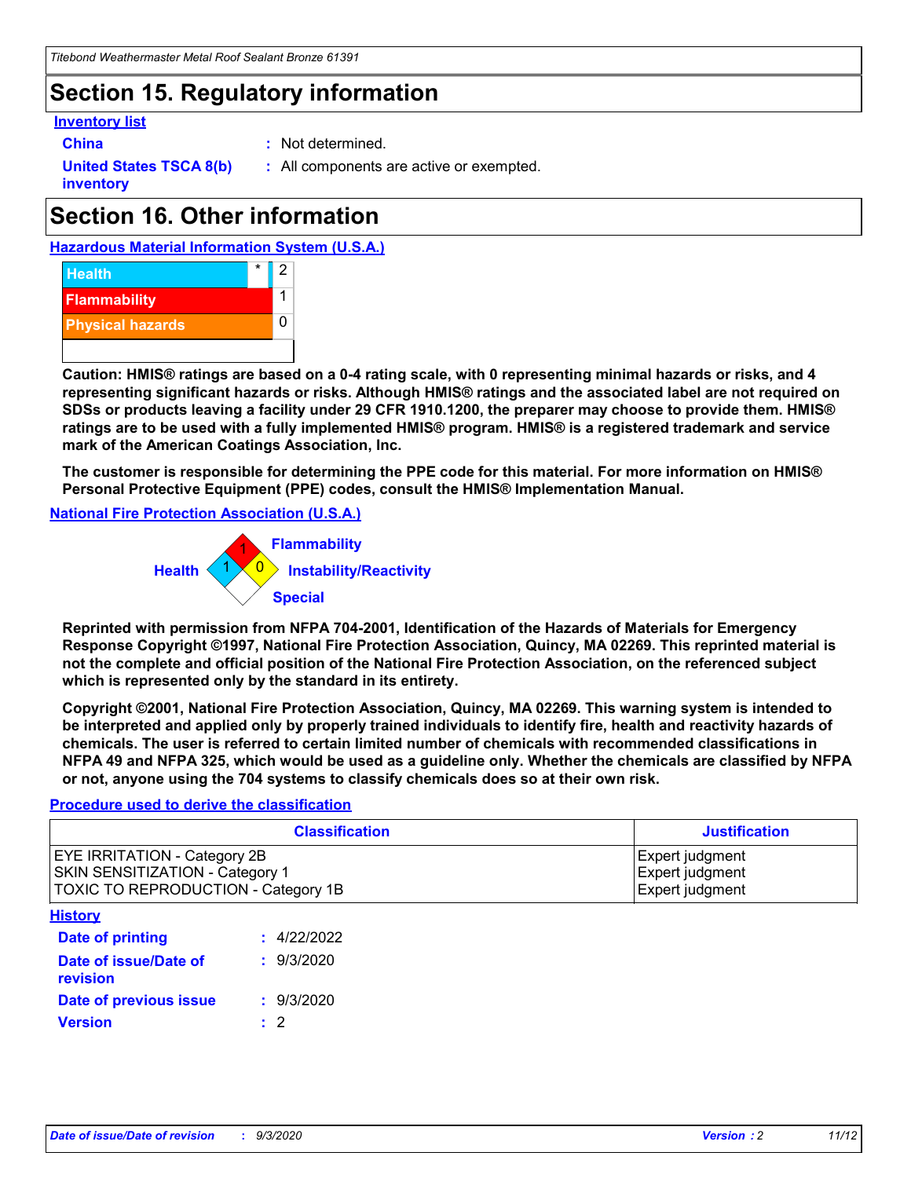## Section 15. Regulatory information

**Inventory list**

**China** : Not determined.

**United States TSCA 8(b) inventory** : All components are active or exempted.

## Section 16. Other information

**Hazardous Material Information System (U.S.A.)**

| | | |
|---|---|---|
| Health | * | 2 |
| Flammability | | 1 |
| Physical hazards | | 0 |

**Caution: HMIS® ratings are based on a 0-4 rating scale, with 0 representing minimal hazards or risks, and 4 representing significant hazards or risks. Although HMIS® ratings and the associated label are not required on SDSs or products leaving a facility under 29 CFR 1910.1200, the preparer may choose to provide them. HMIS® ratings are to be used with a fully implemented HMIS® program. HMIS® is a registered trademark and service mark of the American Coatings Association, Inc.**

**The customer is responsible for determining the PPE code for this material. For more information on HMIS® Personal Protective Equipment (PPE) codes, consult the HMIS® Implementation Manual.**

**National Fire Protection Association (U.S.A.)**

Flammability: 1
Health: 1
Instability/Reactivity: 0
Special

**Reprinted with permission from NFPA 704-2001, Identification of the Hazards of Materials for Emergency Response Copyright ©1997, National Fire Protection Association, Quincy, MA 02269. This reprinted material is not the complete and official position of the National Fire Protection Association, on the referenced subject which is represented only by the standard in its entirety.**

**Copyright ©2001, National Fire Protection Association, Quincy, MA 02269. This warning system is intended to be interpreted and applied only by properly trained individuals to identify fire, health and reactivity hazards of chemicals. The user is referred to certain limited number of chemicals with recommended classifications in NFPA 49 and NFPA 325, which would be used as a guideline only. Whether the chemicals are classified by NFPA or not, anyone using the 704 systems to classify chemicals does so at their own risk.**

**Procedure used to derive the classification**

| Classification | Justification |
|---|---|
| EYE IRRITATION - Category 2B | Expert judgment |
| SKIN SENSITIZATION - Category 1 | Expert judgment |
| TOXIC TO REPRODUCTION - Category 1B | Expert judgment |

**History**

**Date of printing** : 4/22/2022

**Date of issue/Date of revision** : 9/3/2020

**Date of previous issue** : 9/3/2020

**Version** : 2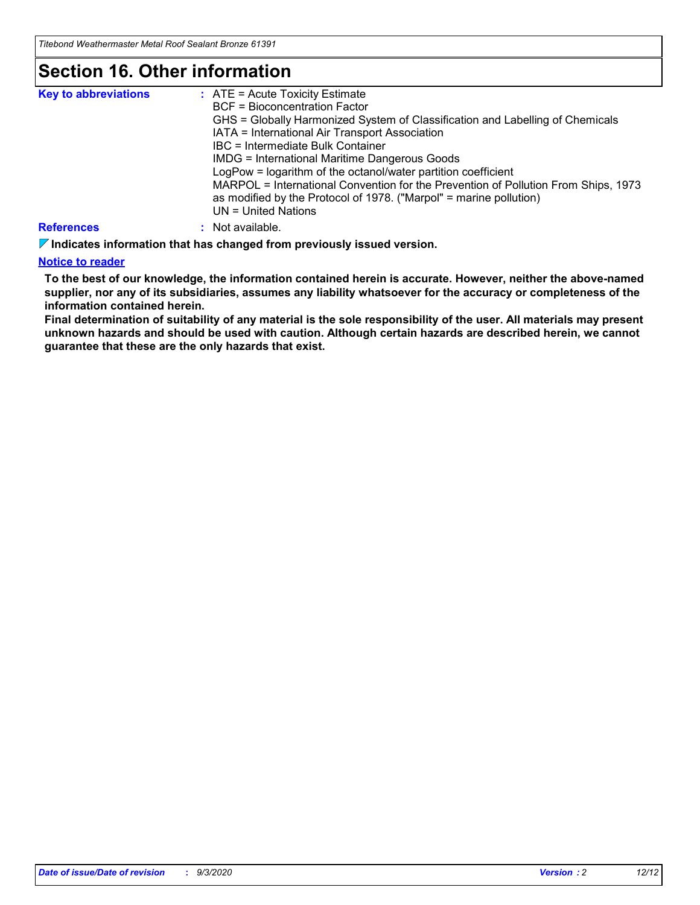## Section 16. Other information

**Key to abbreviations** : ATE = Acute Toxicity Estimate
BCF = Bioconcentration Factor
GHS = Globally Harmonized System of Classification and Labelling of Chemicals
IATA = International Air Transport Association
IBC = Intermediate Bulk Container
IMDG = International Maritime Dangerous Goods
LogPow = logarithm of the octanol/water partition coefficient
MARPOL = International Convention for the Prevention of Pollution From Ships, 1973 as modified by the Protocol of 1978. ("Marpol" = marine pollution)
UN = United Nations

**References** : Not available.

**Indicates information that has changed from previously issued version.**

**Notice to reader**

**To the best of our knowledge, the information contained herein is accurate. However, neither the above-named supplier, nor any of its subsidiaries, assumes any liability whatsoever for the accuracy or completeness of the information contained herein.**

**Final determination of suitability of any material is the sole responsibility of the user. All materials may present unknown hazards and should be used with caution. Although certain hazards are described herein, we cannot guarantee that these are the only hazards that exist.**